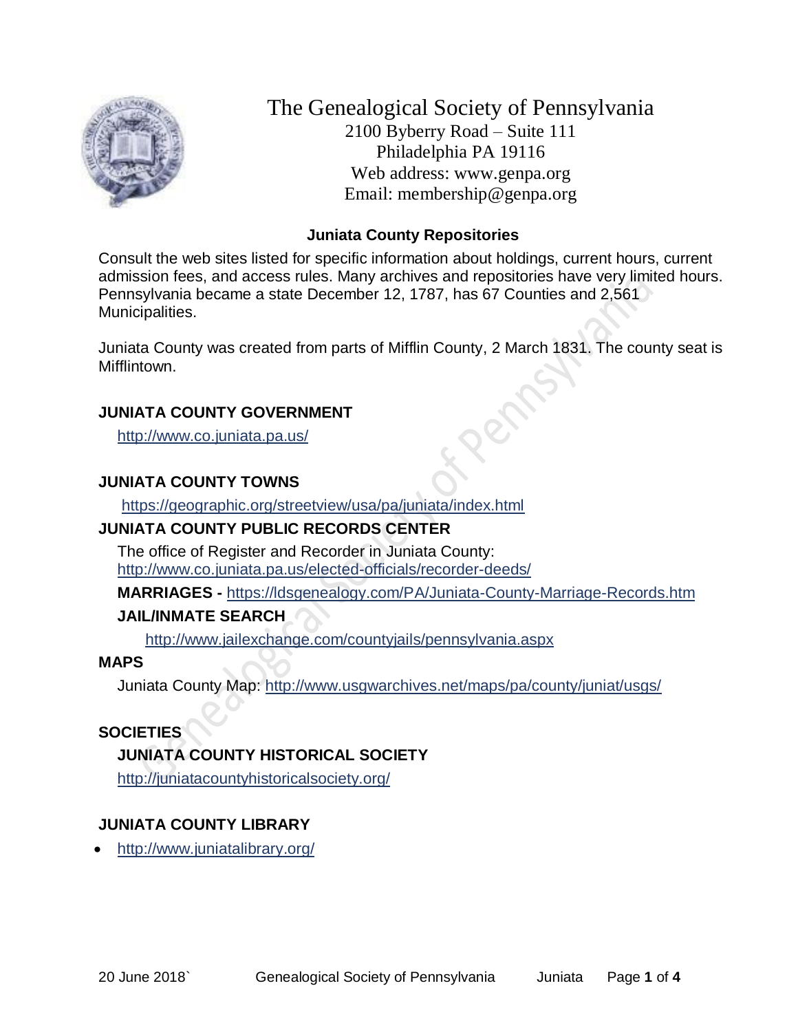# The Genealogical Society of Pennsylvania

2100 Byberry Road – Suite 111
Philadelphia PA 19116
Web address: www.genpa.org
Email: membership@genpa.org

## Juniata County Repositories

Consult the web sites listed for specific information about holdings, current hours, current admission fees, and access rules. Many archives and repositories have very limited hours. Pennsylvania became a state December 12, 1787, has 67 Counties and 2,561 Municipalities.

Juniata County was created from parts of Mifflin County, 2 March 1831. The county seat is Mifflintown.

### JUNIATA COUNTY GOVERNMENT

http://www.co.juniata.pa.us/

### JUNIATA COUNTY TOWNS

https://geographic.org/streetview/usa/pa/juniata/index.html

### JUNIATA COUNTY PUBLIC RECORDS CENTER

The office of Register and Recorder in Juniata County:
http://www.co.juniata.pa.us/elected-officials/recorder-deeds/

**MARRIAGES -** https://ldsgenealogy.com/PA/Juniata-County-Marriage-Records.htm

#### JAIL/INMATE SEARCH

http://www.jailexchange.com/countyjails/pennsylvania.aspx

### MAPS

Juniata County Map: http://www.usgwarchives.net/maps/pa/county/juniat/usgs/

### SOCIETIES

#### JUNIATA COUNTY HISTORICAL SOCIETY

http://juniatacountyhistoricalsociety.org/

### JUNIATA COUNTY LIBRARY

- http://www.juniatalibrary.org/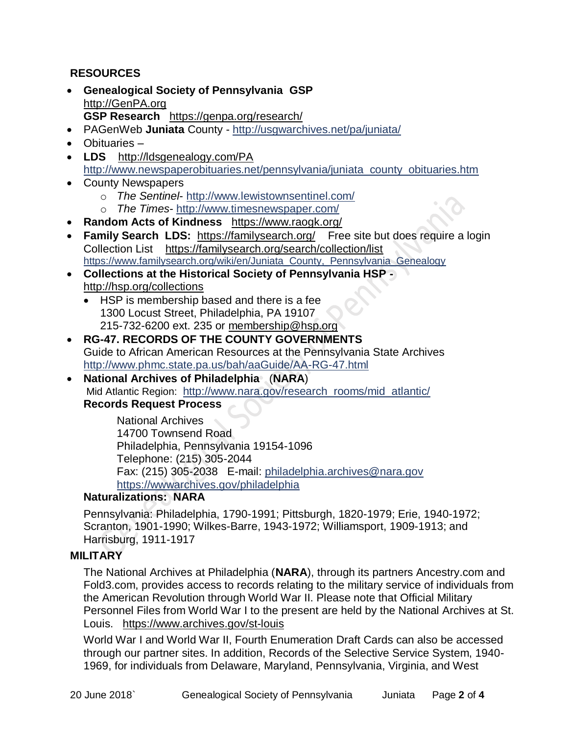**RESOURCES**

- **Genealogical Society of Pennsylvania GSP** http://GenPA.org
  **GSP Research** https://genpa.org/research/
- PAGenWeb **Juniata** County - http://usgwarchives.net/pa/juniata/
- Obituaries –
- **LDS** http://ldsgenealogy.com/PA
  http://www.newspaperobituaries.net/pennsylvania/juniata_county_obituaries.htm
- County Newspapers
  - *The Sentinel*- http://www.lewistownsentinel.com/
  - *The Times*- http://www.timesnewspaper.com/
- **Random Acts of Kindness** https://www.raogk.org/
- **Family Search LDS:** https://familysearch.org/ Free site but does require a login
  Collection List https://familysearch.org/search/collection/list
  https://www.familysearch.org/wiki/en/Juniata_County,_Pennsylvania_Genealogy
- **Collections at the Historical Society of Pennsylvania HSP -** http://hsp.org/collections
  - HSP is membership based and there is a fee
    1300 Locust Street, Philadelphia, PA 19107
    215-732-6200 ext. 235 or membership@hsp.org
- **RG-47. RECORDS OF THE COUNTY GOVERNMENTS**
  Guide to African American Resources at the Pennsylvania State Archives
  http://www.phmc.state.pa.us/bah/aaGuide/AA-RG-47.html
- **National Archives of Philadelphia** (**NARA**)
  Mid Atlantic Region: http://www.nara.gov/research_rooms/mid_atlantic/
  **Records Request Process**

  National Archives
  14700 Townsend Road
  Philadelphia, Pennsylvania 19154-1096
  Telephone: (215) 305-2044
  Fax: (215) 305-2038 E-mail: philadelphia.archives@nara.gov
  https://wwwarchives.gov/philadelphia

  **Naturalizations: NARA**

  Pennsylvania: Philadelphia, 1790-1991; Pittsburgh, 1820-1979; Erie, 1940-1972; Scranton, 1901-1990; Wilkes-Barre, 1943-1972; Williamsport, 1909-1913; and Harrisburg, 1911-1917

**MILITARY**

The National Archives at Philadelphia (**NARA**), through its partners Ancestry.com and Fold3.com, provides access to records relating to the military service of individuals from the American Revolution through World War II. Please note that Official Military Personnel Files from World War I to the present are held by the National Archives at St. Louis. https://www.archives.gov/st-louis

World War I and World War II, Fourth Enumeration Draft Cards can also be accessed through our partner sites. In addition, Records of the Selective Service System, 1940-1969, for individuals from Delaware, Maryland, Pennsylvania, Virginia, and West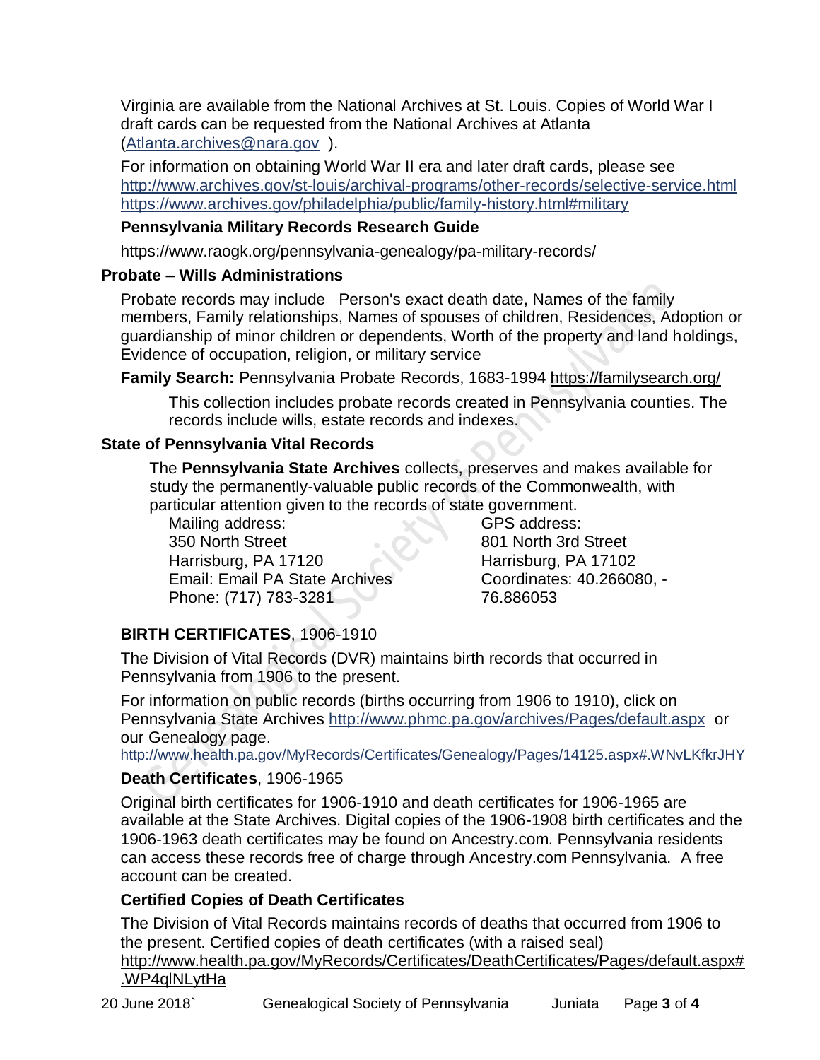Virginia are available from the National Archives at St. Louis. Copies of World War I draft cards can be requested from the National Archives at Atlanta (Atlanta.archives@nara.gov ).

For information on obtaining World War II era and later draft cards, please see
http://www.archives.gov/st-louis/archival-programs/other-records/selective-service.html
https://www.archives.gov/philadelphia/public/family-history.html#military

**Pennsylvania Military Records Research Guide**

https://www.raogk.org/pennsylvania-genealogy/pa-military-records/

## Probate – Wills Administrations

Probate records may include Person's exact death date, Names of the family members, Family relationships, Names of spouses of children, Residences, Adoption or guardianship of minor children or dependents, Worth of the property and land holdings, Evidence of occupation, religion, or military service

**Family Search:** Pennsylvania Probate Records, 1683-1994 https://familysearch.org/

This collection includes probate records created in Pennsylvania counties. The records include wills, estate records and indexes.

## State of Pennsylvania Vital Records

The **Pennsylvania State Archives** collects, preserves and makes available for study the permanently-valuable public records of the Commonwealth, with particular attention given to the records of state government.

Mailing address:
350 North Street
Harrisburg, PA 17120
Email: Email PA State Archives
Phone: (717) 783-3281

GPS address:
801 North 3rd Street
Harrisburg, PA 17102
Coordinates: 40.266080, -76.886053

**BIRTH CERTIFICATES**, 1906-1910

The Division of Vital Records (DVR) maintains birth records that occurred in Pennsylvania from 1906 to the present.

For information on public records (births occurring from 1906 to 1910), click on Pennsylvania State Archives http://www.phmc.pa.gov/archives/Pages/default.aspx or our Genealogy page.
http://www.health.pa.gov/MyRecords/Certificates/Genealogy/Pages/14125.aspx#.WNvLKfkrJHY

**Death Certificates**, 1906-1965

Original birth certificates for 1906-1910 and death certificates for 1906-1965 are available at the State Archives. Digital copies of the 1906-1908 birth certificates and the 1906-1963 death certificates may be found on Ancestry.com. Pennsylvania residents can access these records free of charge through Ancestry.com Pennsylvania. A free account can be created.

**Certified Copies of Death Certificates**

The Division of Vital Records maintains records of deaths that occurred from 1906 to the present. Certified copies of death certificates (with a raised seal)
http://www.health.pa.gov/MyRecords/Certificates/DeathCertificates/Pages/default.aspx#.WP4qlNLytHa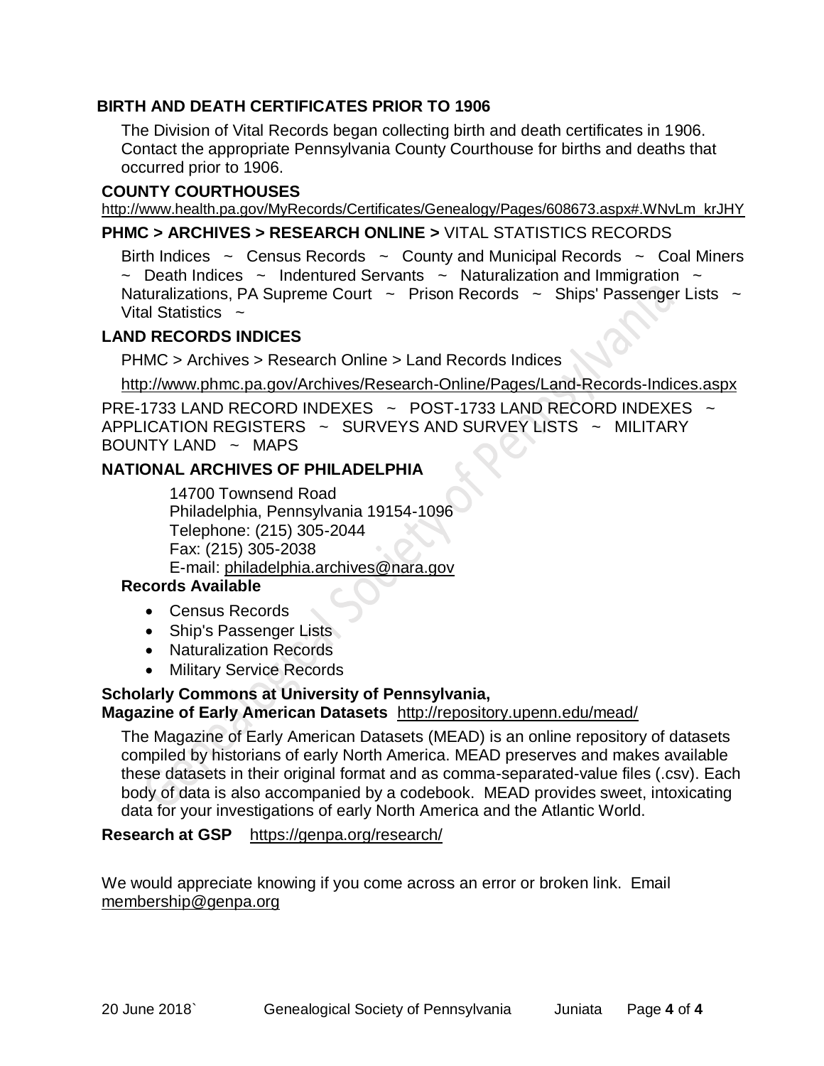## BIRTH AND DEATH CERTIFICATES PRIOR TO 1906

The Division of Vital Records began collecting birth and death certificates in 1906. Contact the appropriate Pennsylvania County Courthouse for births and deaths that occurred prior to 1906.

## COUNTY COURTHOUSES

http://www.health.pa.gov/MyRecords/Certificates/Genealogy/Pages/608673.aspx#.WNvLm_krJHY

## PHMC > ARCHIVES > RESEARCH ONLINE > VITAL STATISTICS RECORDS

Birth Indices ~ Census Records ~ County and Municipal Records ~ Coal Miners ~ Death Indices ~ Indentured Servants ~ Naturalization and Immigration ~ Naturalizations, PA Supreme Court ~ Prison Records ~ Ships' Passenger Lists ~ Vital Statistics ~

## LAND RECORDS INDICES

PHMC > Archives > Research Online > Land Records Indices

http://www.phmc.pa.gov/Archives/Research-Online/Pages/Land-Records-Indices.aspx

PRE-1733 LAND RECORD INDEXES ~ POST-1733 LAND RECORD INDEXES ~ APPLICATION REGISTERS ~ SURVEYS AND SURVEY LISTS ~ MILITARY BOUNTY LAND ~ MAPS

## NATIONAL ARCHIVES OF PHILADELPHIA

14700 Townsend Road
Philadelphia, Pennsylvania 19154-1096
Telephone: (215) 305-2044
Fax: (215) 305-2038
E-mail: philadelphia.archives@nara.gov

### Records Available

- Census Records
- Ship's Passenger Lists
- Naturalization Records
- Military Service Records

**Scholarly Commons at University of Pennsylvania,**
**Magazine of Early American Datasets** http://repository.upenn.edu/mead/

The Magazine of Early American Datasets (MEAD) is an online repository of datasets compiled by historians of early North America. MEAD preserves and makes available these datasets in their original format and as comma-separated-value files (.csv). Each body of data is also accompanied by a codebook. MEAD provides sweet, intoxicating data for your investigations of early North America and the Atlantic World.

**Research at GSP** https://genpa.org/research/

We would appreciate knowing if you come across an error or broken link. Email membership@genpa.org